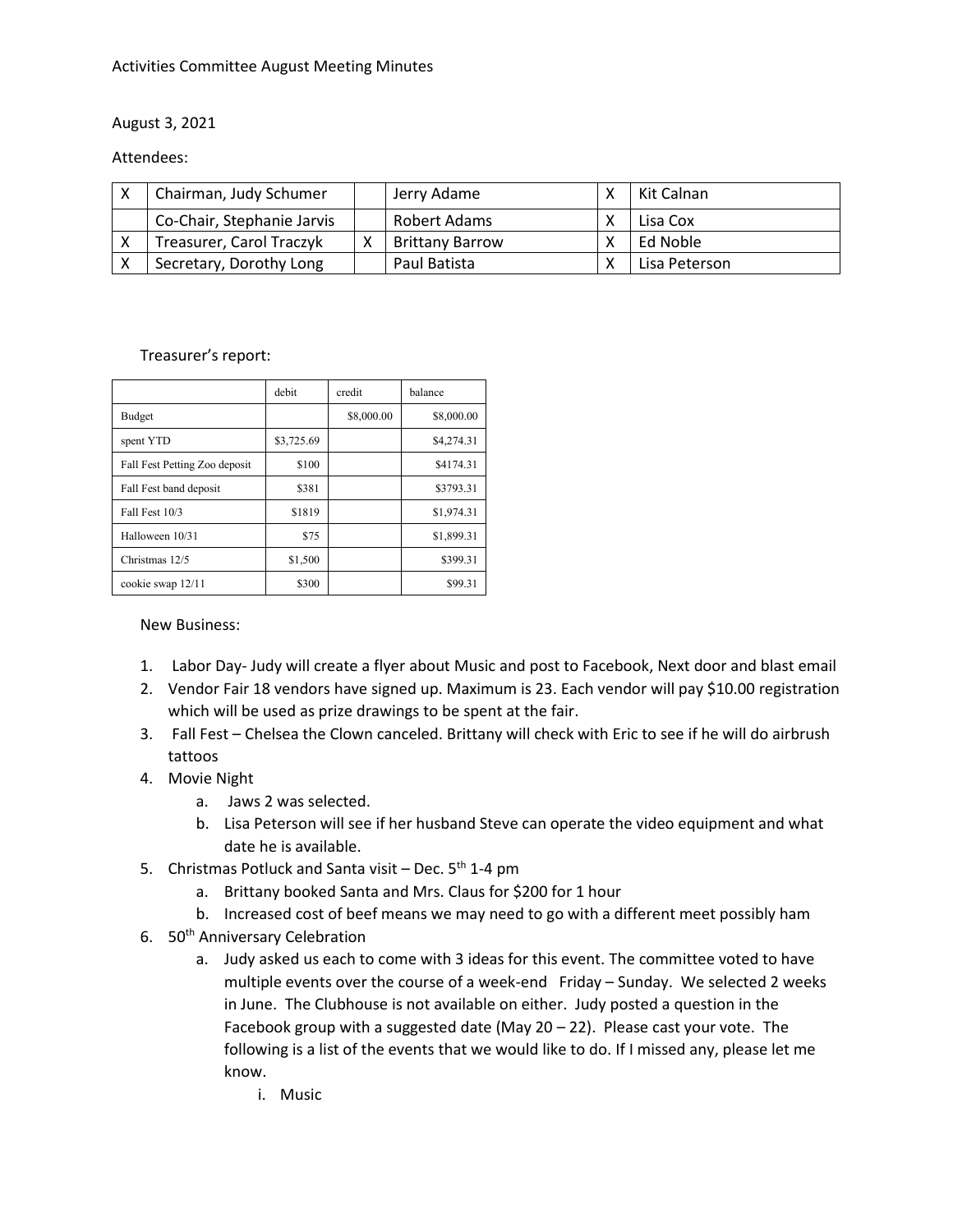Activities Committee August Meeting Minutes

August 3, 2021

Attendees:

| | | | | | |
|---|---|---|---|---|---|
| X | Chairman, Judy Schumer | | Jerry Adame | X | Kit Calnan |
| | Co-Chair, Stephanie Jarvis | | Robert Adams | X | Lisa Cox |
| X | Treasurer, Carol Traczyk | X | Brittany Barrow | X | Ed Noble |
| X | Secretary, Dorothy Long | | Paul Batista | X | Lisa Peterson |

Treasurer's report:

| | debit | credit | balance |
|---|---|---|---|
| Budget | | $8,000.00 | $8,000.00 |
| spent YTD | $3,725.69 | | $4,274.31 |
| Fall Fest Petting Zoo deposit | $100 | | $4174.31 |
| Fall Fest band deposit | $381 | | $3793.31 |
| Fall Fest 10/3 | $1819 | | $1,974.31 |
| Halloween 10/31 | $75 | | $1,899.31 |
| Christmas 12/5 | $1,500 | | $399.31 |
| cookie swap 12/11 | $300 | | $99.31 |

New Business:

1. Labor Day- Judy will create a flyer about Music and post to Facebook, Next door and blast email
2. Vendor Fair 18 vendors have signed up. Maximum is 23. Each vendor will pay $10.00 registration which will be used as prize drawings to be spent at the fair.
3. Fall Fest – Chelsea the Clown canceled. Brittany will check with Eric to see if he will do airbrush tattoos
4. Movie Night
   a. Jaws 2 was selected.
   b. Lisa Peterson will see if her husband Steve can operate the video equipment and what date he is available.
5. Christmas Potluck and Santa visit – Dec. 5th 1-4 pm
   a. Brittany booked Santa and Mrs. Claus for $200 for 1 hour
   b. Increased cost of beef means we may need to go with a different meet possibly ham
6. 50th Anniversary Celebration
   a. Judy asked us each to come with 3 ideas for this event. The committee voted to have multiple events over the course of a week-end Friday – Sunday. We selected 2 weeks in June. The Clubhouse is not available on either. Judy posted a question in the Facebook group with a suggested date (May 20 – 22). Please cast your vote. The following is a list of the events that we would like to do. If I missed any, please let me know.
      i. Music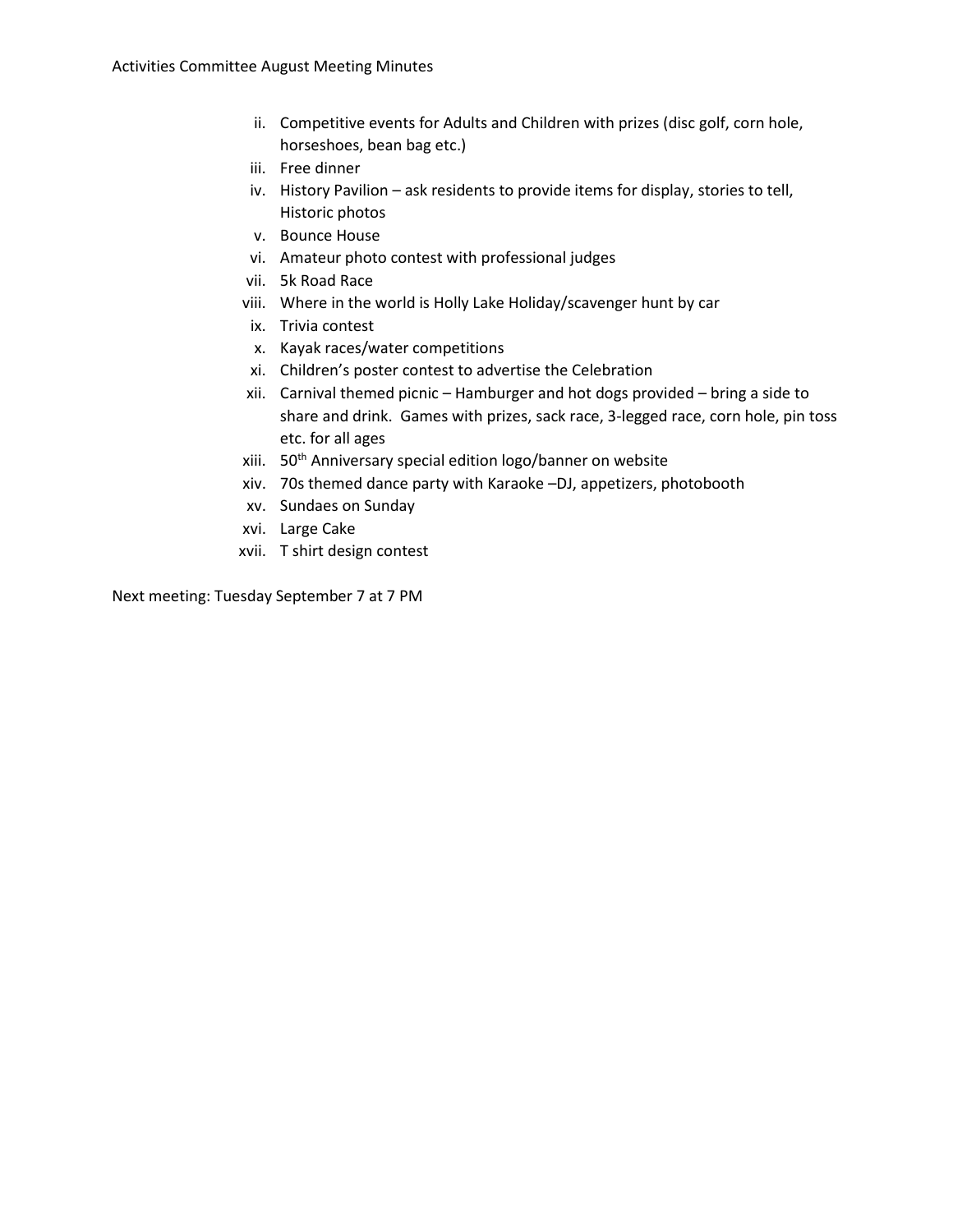ii. Competitive events for Adults and Children with prizes (disc golf, corn hole, horseshoes, bean bag etc.)
iii. Free dinner
iv. History Pavilion – ask residents to provide items for display, stories to tell, Historic photos
v. Bounce House
vi. Amateur photo contest with professional judges
vii. 5k Road Race
viii. Where in the world is Holly Lake Holiday/scavenger hunt by car
ix. Trivia contest
x. Kayak races/water competitions
xi. Children's poster contest to advertise the Celebration
xii. Carnival themed picnic – Hamburger and hot dogs provided – bring a side to share and drink. Games with prizes, sack race, 3-legged race, corn hole, pin toss etc. for all ages
xiii. 50th Anniversary special edition logo/banner on website
xiv. 70s themed dance party with Karaoke –DJ, appetizers, photobooth
xv. Sundaes on Sunday
xvi. Large Cake
xvii. T shirt design contest

Next meeting: Tuesday September 7 at 7 PM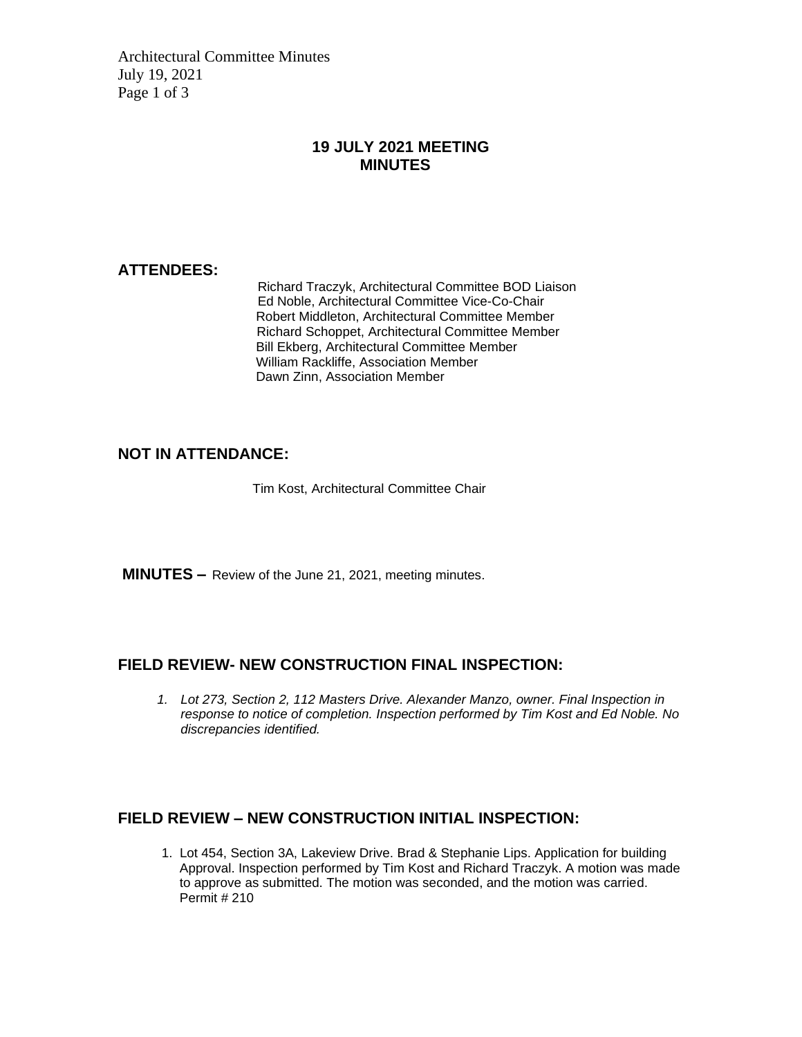# 19 JULY 2021 MEETING MINUTES

## ATTENDEES:

Richard Traczyk, Architectural Committee BOD Liaison
Ed Noble, Architectural Committee Vice-Co-Chair
Robert Middleton, Architectural Committee Member
Richard Schoppet, Architectural Committee Member
Bill Ekberg, Architectural Committee Member
William Rackliffe, Association Member
Dawn Zinn, Association Member

## NOT IN ATTENDANCE:

Tim Kost, Architectural Committee Chair

**MINUTES –** Review of the June 21, 2021, meeting minutes.

## FIELD REVIEW- NEW CONSTRUCTION FINAL INSPECTION:

1. *Lot 273, Section 2, 112 Masters Drive. Alexander Manzo, owner. Final Inspection in response to notice of completion. Inspection performed by Tim Kost and Ed Noble. No discrepancies identified.*

## FIELD REVIEW – NEW CONSTRUCTION INITIAL INSPECTION:

1. Lot 454, Section 3A, Lakeview Drive. Brad & Stephanie Lips. Application for building Approval. Inspection performed by Tim Kost and Richard Traczyk. A motion was made to approve as submitted. The motion was seconded, and the motion was carried. Permit # 210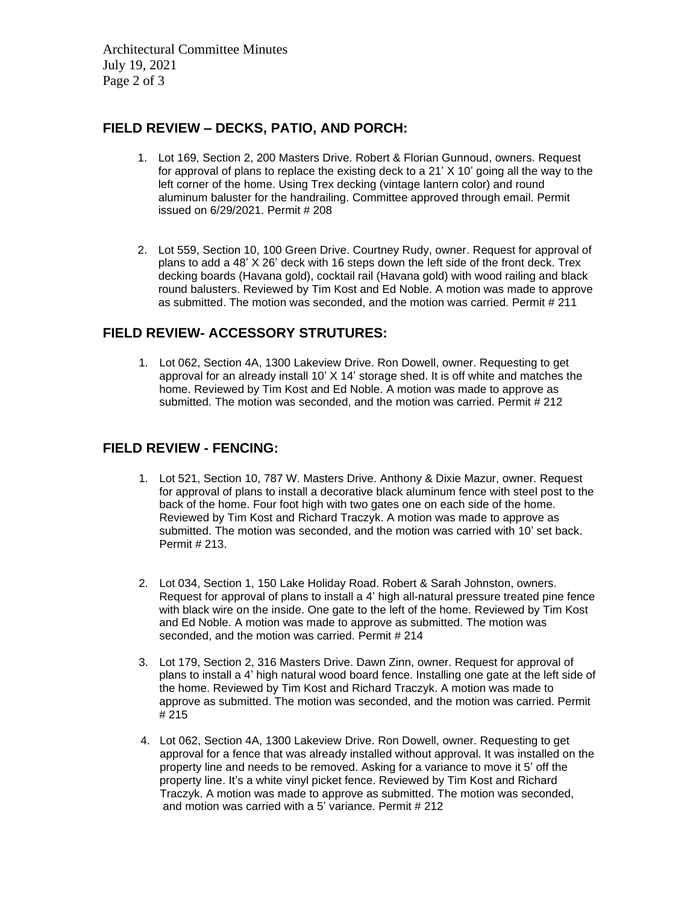## FIELD REVIEW – DECKS, PATIO, AND PORCH:

1. Lot 169, Section 2, 200 Masters Drive. Robert & Florian Gunnoud, owners. Request for approval of plans to replace the existing deck to a 21' X 10' going all the way to the left corner of the home. Using Trex decking (vintage lantern color) and round aluminum baluster for the handrailing. Committee approved through email. Permit issued on 6/29/2021. Permit # 208

2. Lot 559, Section 10, 100 Green Drive. Courtney Rudy, owner. Request for approval of plans to add a 48' X 26' deck with 16 steps down the left side of the front deck. Trex decking boards (Havana gold), cocktail rail (Havana gold) with wood railing and black round balusters. Reviewed by Tim Kost and Ed Noble. A motion was made to approve as submitted. The motion was seconded, and the motion was carried. Permit # 211

## FIELD REVIEW- ACCESSORY STRUTURES:

1. Lot 062, Section 4A, 1300 Lakeview Drive. Ron Dowell, owner. Requesting to get approval for an already install 10' X 14' storage shed. It is off white and matches the home. Reviewed by Tim Kost and Ed Noble. A motion was made to approve as submitted. The motion was seconded, and the motion was carried. Permit # 212

## FIELD REVIEW - FENCING:

1. Lot 521, Section 10, 787 W. Masters Drive. Anthony & Dixie Mazur, owner. Request for approval of plans to install a decorative black aluminum fence with steel post to the back of the home. Four foot high with two gates one on each side of the home. Reviewed by Tim Kost and Richard Traczyk. A motion was made to approve as submitted. The motion was seconded, and the motion was carried with 10' set back. Permit # 213.

2. Lot 034, Section 1, 150 Lake Holiday Road. Robert & Sarah Johnston, owners. Request for approval of plans to install a 4' high all-natural pressure treated pine fence with black wire on the inside. One gate to the left of the home. Reviewed by Tim Kost and Ed Noble. A motion was made to approve as submitted. The motion was seconded, and the motion was carried. Permit # 214

3. Lot 179, Section 2, 316 Masters Drive. Dawn Zinn, owner. Request for approval of plans to install a 4' high natural wood board fence. Installing one gate at the left side of the home. Reviewed by Tim Kost and Richard Traczyk. A motion was made to approve as submitted. The motion was seconded, and the motion was carried. Permit # 215

4. Lot 062, Section 4A, 1300 Lakeview Drive. Ron Dowell, owner. Requesting to get approval for a fence that was already installed without approval. It was installed on the property line and needs to be removed. Asking for a variance to move it 5' off the property line. It's a white vinyl picket fence. Reviewed by Tim Kost and Richard Traczyk. A motion was made to approve as submitted. The motion was seconded, and motion was carried with a 5' variance. Permit # 212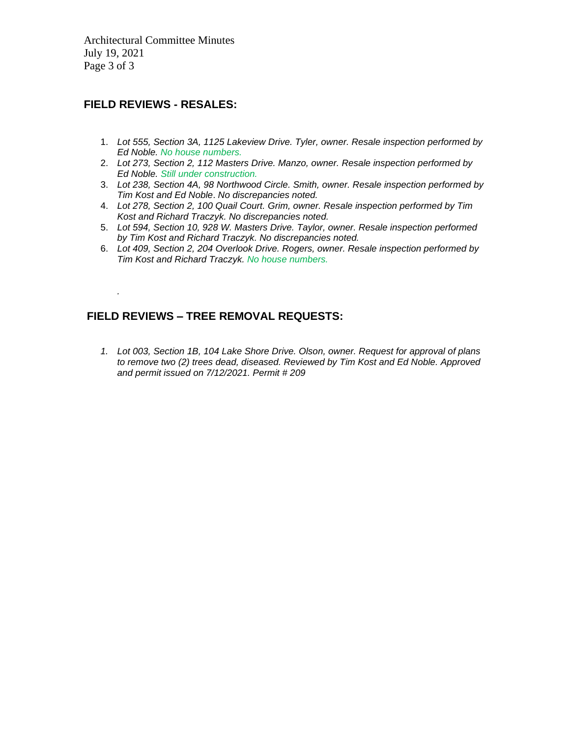## FIELD REVIEWS - RESALES:

1. *Lot 555, Section 3A, 1125 Lakeview Drive. Tyler, owner. Resale inspection performed by Ed Noble. No house numbers.*
2. *Lot 273, Section 2, 112 Masters Drive. Manzo, owner. Resale inspection performed by Ed Noble. Still under construction.*
3. *Lot 238, Section 4A, 98 Northwood Circle. Smith, owner. Resale inspection performed by Tim Kost and Ed Noble. No discrepancies noted.*
4. *Lot 278, Section 2, 100 Quail Court. Grim, owner. Resale inspection performed by Tim Kost and Richard Traczyk. No discrepancies noted.*
5. *Lot 594, Section 10, 928 W. Masters Drive. Taylor, owner. Resale inspection performed by Tim Kost and Richard Traczyk. No discrepancies noted.*
6. *Lot 409, Section 2, 204 Overlook Drive. Rogers, owner. Resale inspection performed by Tim Kost and Richard Traczyk. No house numbers.*

.

## FIELD REVIEWS – TREE REMOVAL REQUESTS:

1. *Lot 003, Section 1B, 104 Lake Shore Drive. Olson, owner. Request for approval of plans to remove two (2) trees dead, diseased. Reviewed by Tim Kost and Ed Noble. Approved and permit issued on 7/12/2021. Permit # 209*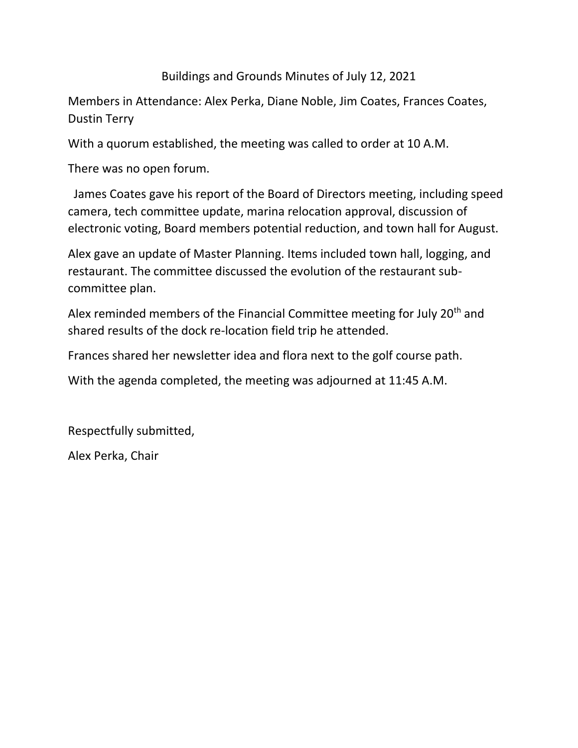# Buildings and Grounds Minutes of July 12, 2021

Members in Attendance: Alex Perka, Diane Noble, Jim Coates, Frances Coates, Dustin Terry

With a quorum established, the meeting was called to order at 10 A.M.

There was no open forum.

James Coates gave his report of the Board of Directors meeting, including speed camera, tech committee update, marina relocation approval, discussion of electronic voting, Board members potential reduction, and town hall for August.

Alex gave an update of Master Planning. Items included town hall, logging, and restaurant. The committee discussed the evolution of the restaurant sub-committee plan.

Alex reminded members of the Financial Committee meeting for July 20th and shared results of the dock re-location field trip he attended.

Frances shared her newsletter idea and flora next to the golf course path.

With the agenda completed, the meeting was adjourned at 11:45 A.M.

Respectfully submitted,

Alex Perka, Chair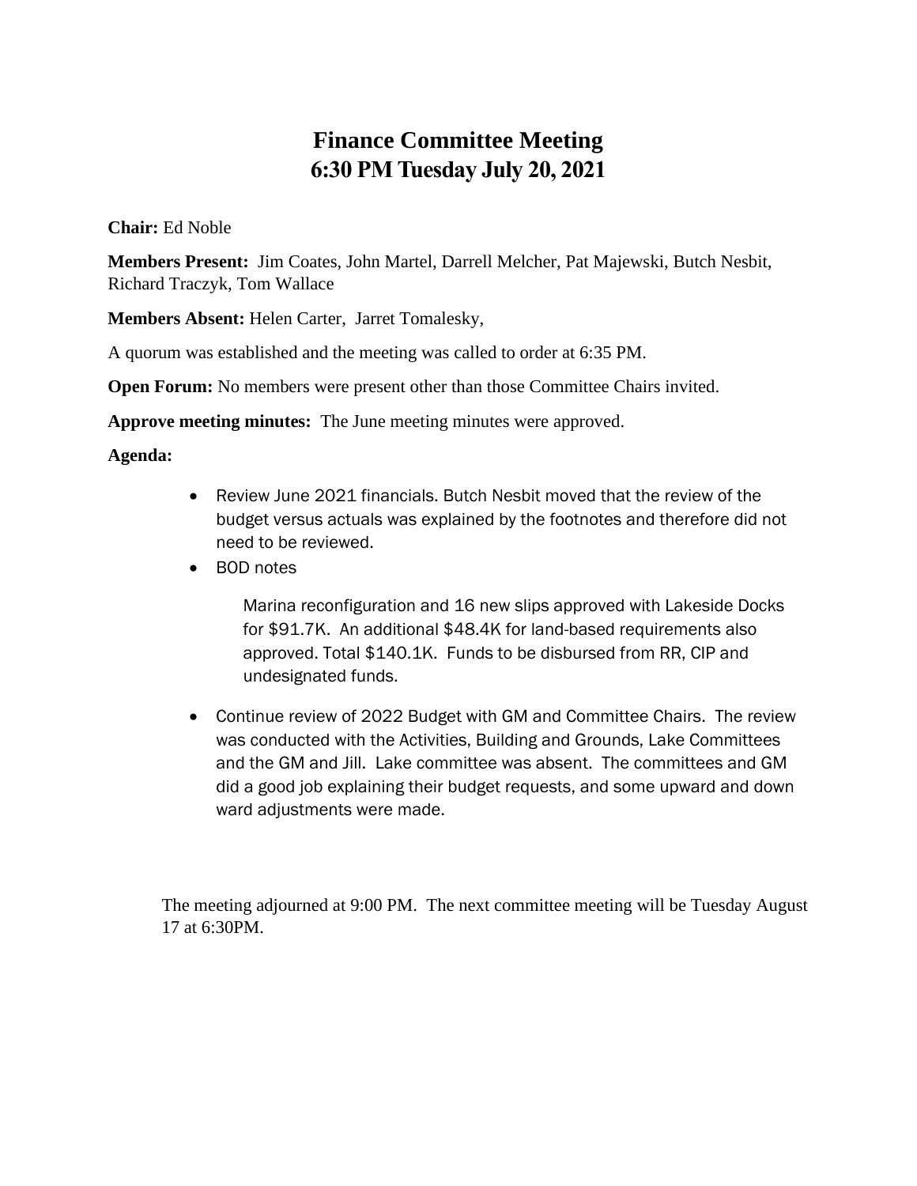# Finance Committee Meeting
# 6:30 PM Tuesday July 20, 2021

**Chair:** Ed Noble

**Members Present:** Jim Coates, John Martel, Darrell Melcher, Pat Majewski, Butch Nesbit, Richard Traczyk, Tom Wallace

**Members Absent:** Helen Carter, Jarret Tomalesky,

A quorum was established and the meeting was called to order at 6:35 PM.

**Open Forum:** No members were present other than those Committee Chairs invited.

**Approve meeting minutes:** The June meeting minutes were approved.

**Agenda:**

- Review June 2021 financials. Butch Nesbit moved that the review of the budget versus actuals was explained by the footnotes and therefore did not need to be reviewed.
- BOD notes

  Marina reconfiguration and 16 new slips approved with Lakeside Docks for $91.7K. An additional $48.4K for land-based requirements also approved. Total $140.1K. Funds to be disbursed from RR, CIP and undesignated funds.

- Continue review of 2022 Budget with GM and Committee Chairs. The review was conducted with the Activities, Building and Grounds, Lake Committees and the GM and Jill. Lake committee was absent. The committees and GM did a good job explaining their budget requests, and some upward and down ward adjustments were made.

The meeting adjourned at 9:00 PM. The next committee meeting will be Tuesday August 17 at 6:30PM.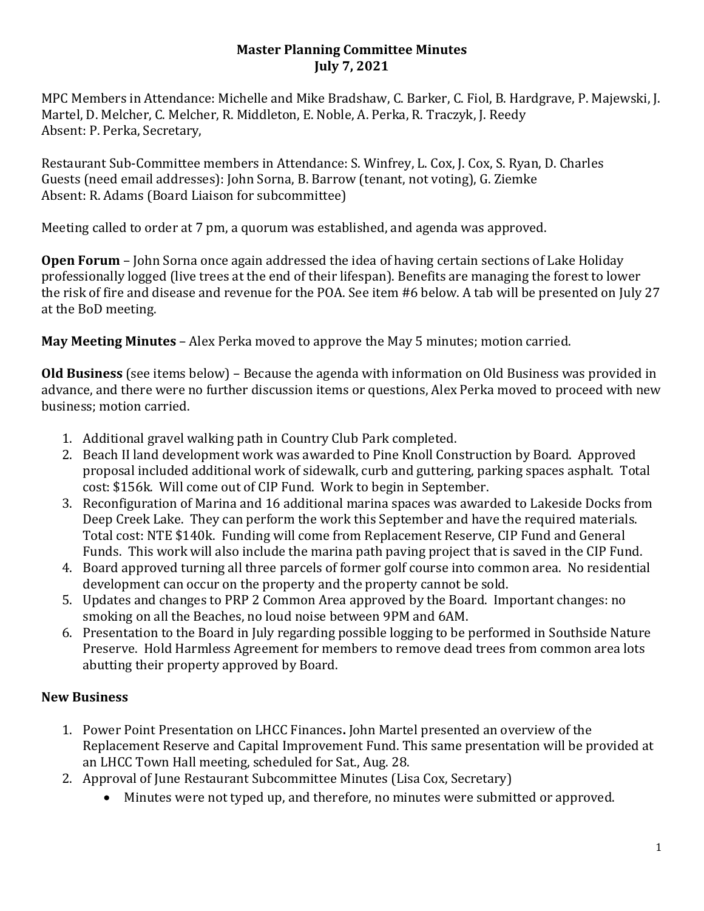**Master Planning Committee Minutes**
**July 7, 2021**

MPC Members in Attendance: Michelle and Mike Bradshaw, C. Barker, C. Fiol, B. Hardgrave, P. Majewski, J. Martel, D. Melcher, C. Melcher, R. Middleton, E. Noble, A. Perka, R. Traczyk, J. Reedy
Absent: P. Perka, Secretary,

Restaurant Sub-Committee members in Attendance: S. Winfrey, L. Cox, J. Cox, S. Ryan, D. Charles
Guests (need email addresses): John Sorna, B. Barrow (tenant, not voting), G. Ziemke
Absent: R. Adams (Board Liaison for subcommittee)

Meeting called to order at 7 pm, a quorum was established, and agenda was approved.

**Open Forum** – John Sorna once again addressed the idea of having certain sections of Lake Holiday professionally logged (live trees at the end of their lifespan). Benefits are managing the forest to lower the risk of fire and disease and revenue for the POA. See item #6 below. A tab will be presented on July 27 at the BoD meeting.

**May Meeting Minutes** – Alex Perka moved to approve the May 5 minutes; motion carried.

**Old Business** (see items below) – Because the agenda with information on Old Business was provided in advance, and there were no further discussion items or questions, Alex Perka moved to proceed with new business; motion carried.

1. Additional gravel walking path in Country Club Park completed.
2. Beach II land development work was awarded to Pine Knoll Construction by Board. Approved proposal included additional work of sidewalk, curb and guttering, parking spaces asphalt. Total cost: $156k. Will come out of CIP Fund. Work to begin in September.
3. Reconfiguration of Marina and 16 additional marina spaces was awarded to Lakeside Docks from Deep Creek Lake. They can perform the work this September and have the required materials. Total cost: NTE $140k. Funding will come from Replacement Reserve, CIP Fund and General Funds. This work will also include the marina path paving project that is saved in the CIP Fund.
4. Board approved turning all three parcels of former golf course into common area. No residential development can occur on the property and the property cannot be sold.
5. Updates and changes to PRP 2 Common Area approved by the Board. Important changes: no smoking on all the Beaches, no loud noise between 9PM and 6AM.
6. Presentation to the Board in July regarding possible logging to be performed in Southside Nature Preserve. Hold Harmless Agreement for members to remove dead trees from common area lots abutting their property approved by Board.

**New Business**

1. Power Point Presentation on LHCC Finances**.** John Martel presented an overview of the Replacement Reserve and Capital Improvement Fund. This same presentation will be provided at an LHCC Town Hall meeting, scheduled for Sat., Aug. 28.
2. Approval of June Restaurant Subcommittee Minutes (Lisa Cox, Secretary)
   - Minutes were not typed up, and therefore, no minutes were submitted or approved.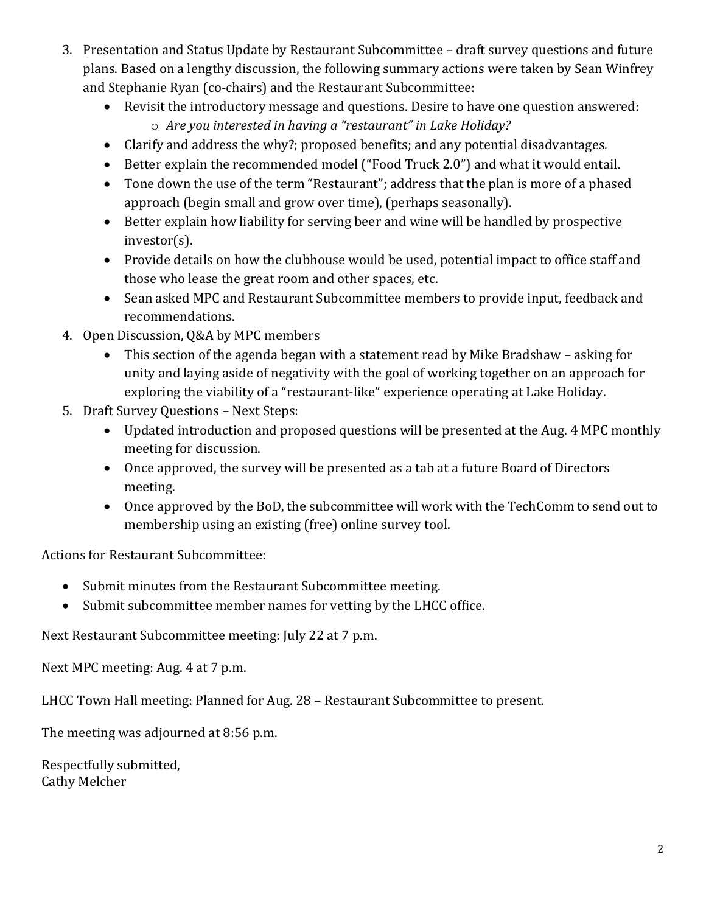3. Presentation and Status Update by Restaurant Subcommittee – draft survey questions and future plans. Based on a lengthy discussion, the following summary actions were taken by Sean Winfrey and Stephanie Ryan (co-chairs) and the Restaurant Subcommittee:
   - Revisit the introductory message and questions. Desire to have one question answered:
     - *Are you interested in having a "restaurant" in Lake Holiday?*
   - Clarify and address the why?; proposed benefits; and any potential disadvantages.
   - Better explain the recommended model ("Food Truck 2.0") and what it would entail.
   - Tone down the use of the term "Restaurant"; address that the plan is more of a phased approach (begin small and grow over time), (perhaps seasonally).
   - Better explain how liability for serving beer and wine will be handled by prospective investor(s).
   - Provide details on how the clubhouse would be used, potential impact to office staff and those who lease the great room and other spaces, etc.
   - Sean asked MPC and Restaurant Subcommittee members to provide input, feedback and recommendations.
4. Open Discussion, Q&A by MPC members
   - This section of the agenda began with a statement read by Mike Bradshaw – asking for unity and laying aside of negativity with the goal of working together on an approach for exploring the viability of a "restaurant-like" experience operating at Lake Holiday.
5. Draft Survey Questions – Next Steps:
   - Updated introduction and proposed questions will be presented at the Aug. 4 MPC monthly meeting for discussion.
   - Once approved, the survey will be presented as a tab at a future Board of Directors meeting.
   - Once approved by the BoD, the subcommittee will work with the TechComm to send out to membership using an existing (free) online survey tool.

Actions for Restaurant Subcommittee:

- Submit minutes from the Restaurant Subcommittee meeting.
- Submit subcommittee member names for vetting by the LHCC office.

Next Restaurant Subcommittee meeting: July 22 at 7 p.m.

Next MPC meeting: Aug. 4 at 7 p.m.

LHCC Town Hall meeting: Planned for Aug. 28 – Restaurant Subcommittee to present.

The meeting was adjourned at 8:56 p.m.

Respectfully submitted,
Cathy Melcher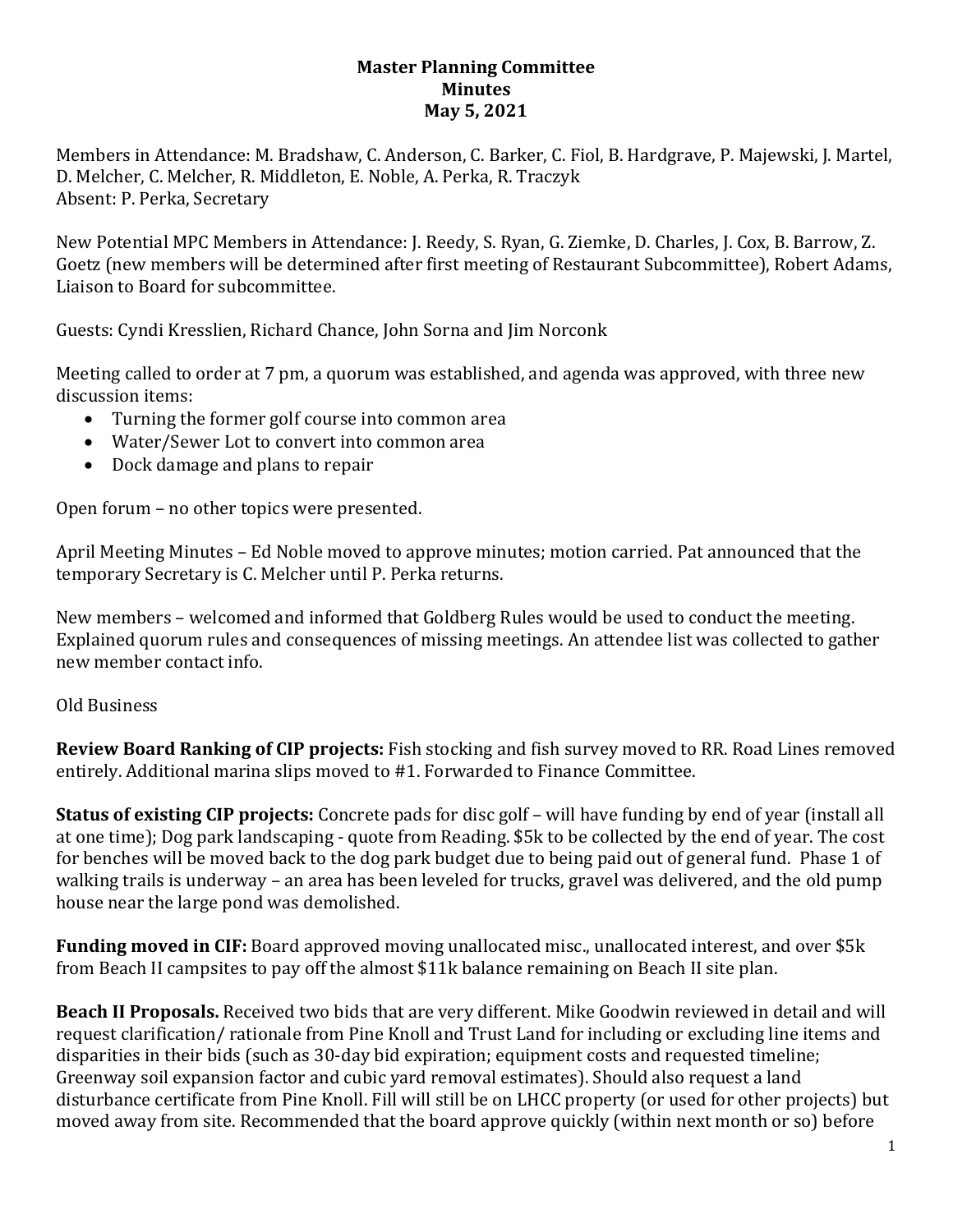# Master Planning Committee
# Minutes
# May 5, 2021

Members in Attendance: M. Bradshaw, C. Anderson, C. Barker, C. Fiol, B. Hardgrave, P. Majewski, J. Martel, D. Melcher, C. Melcher, R. Middleton, E. Noble, A. Perka, R. Traczyk
Absent: P. Perka, Secretary

New Potential MPC Members in Attendance: J. Reedy, S. Ryan, G. Ziemke, D. Charles, J. Cox, B. Barrow, Z. Goetz (new members will be determined after first meeting of Restaurant Subcommittee), Robert Adams, Liaison to Board for subcommittee.

Guests: Cyndi Kresslien, Richard Chance, John Sorna and Jim Norconk

Meeting called to order at 7 pm, a quorum was established, and agenda was approved, with three new discussion items:

- Turning the former golf course into common area
- Water/Sewer Lot to convert into common area
- Dock damage and plans to repair

Open forum – no other topics were presented.

April Meeting Minutes – Ed Noble moved to approve minutes; motion carried. Pat announced that the temporary Secretary is C. Melcher until P. Perka returns.

New members – welcomed and informed that Goldberg Rules would be used to conduct the meeting. Explained quorum rules and consequences of missing meetings. An attendee list was collected to gather new member contact info.

Old Business

**Review Board Ranking of CIP projects:** Fish stocking and fish survey moved to RR. Road Lines removed entirely. Additional marina slips moved to #1. Forwarded to Finance Committee.

**Status of existing CIP projects:** Concrete pads for disc golf – will have funding by end of year (install all at one time); Dog park landscaping - quote from Reading. $5k to be collected by the end of year. The cost for benches will be moved back to the dog park budget due to being paid out of general fund. Phase 1 of walking trails is underway – an area has been leveled for trucks, gravel was delivered, and the old pump house near the large pond was demolished.

**Funding moved in CIF:** Board approved moving unallocated misc., unallocated interest, and over $5k from Beach II campsites to pay off the almost $11k balance remaining on Beach II site plan.

**Beach II Proposals.** Received two bids that are very different. Mike Goodwin reviewed in detail and will request clarification/ rationale from Pine Knoll and Trust Land for including or excluding line items and disparities in their bids (such as 30-day bid expiration; equipment costs and requested timeline; Greenway soil expansion factor and cubic yard removal estimates). Should also request a land disturbance certificate from Pine Knoll. Fill will still be on LHCC property (or used for other projects) but moved away from site. Recommended that the board approve quickly (within next month or so) before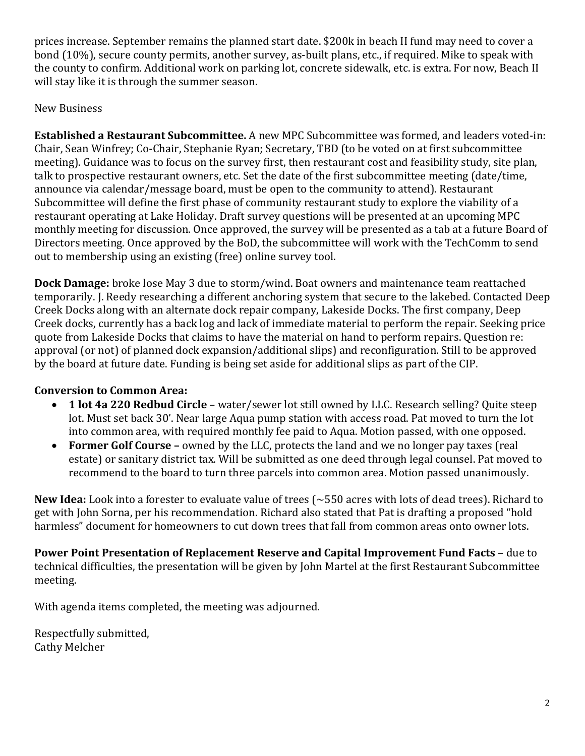prices increase. September remains the planned start date. $200k in beach II fund may need to cover a bond (10%), secure county permits, another survey, as-built plans, etc., if required. Mike to speak with the county to confirm. Additional work on parking lot, concrete sidewalk, etc. is extra. For now, Beach II will stay like it is through the summer season.

New Business

**Established a Restaurant Subcommittee.** A new MPC Subcommittee was formed, and leaders voted-in: Chair, Sean Winfrey; Co-Chair, Stephanie Ryan; Secretary, TBD (to be voted on at first subcommittee meeting). Guidance was to focus on the survey first, then restaurant cost and feasibility study, site plan, talk to prospective restaurant owners, etc. Set the date of the first subcommittee meeting (date/time, announce via calendar/message board, must be open to the community to attend). Restaurant Subcommittee will define the first phase of community restaurant study to explore the viability of a restaurant operating at Lake Holiday. Draft survey questions will be presented at an upcoming MPC monthly meeting for discussion. Once approved, the survey will be presented as a tab at a future Board of Directors meeting. Once approved by the BoD, the subcommittee will work with the TechComm to send out to membership using an existing (free) online survey tool.

**Dock Damage:** broke lose May 3 due to storm/wind. Boat owners and maintenance team reattached temporarily. J. Reedy researching a different anchoring system that secure to the lakebed. Contacted Deep Creek Docks along with an alternate dock repair company, Lakeside Docks. The first company, Deep Creek docks, currently has a back log and lack of immediate material to perform the repair. Seeking price quote from Lakeside Docks that claims to have the material on hand to perform repairs. Question re: approval (or not) of planned dock expansion/additional slips) and reconfiguration. Still to be approved by the board at future date. Funding is being set aside for additional slips as part of the CIP.

**Conversion to Common Area:**

- **1 lot 4a 220 Redbud Circle** – water/sewer lot still owned by LLC. Research selling? Quite steep lot. Must set back 30'. Near large Aqua pump station with access road. Pat moved to turn the lot into common area, with required monthly fee paid to Aqua. Motion passed, with one opposed.
- **Former Golf Course –** owned by the LLC, protects the land and we no longer pay taxes (real estate) or sanitary district tax. Will be submitted as one deed through legal counsel. Pat moved to recommend to the board to turn three parcels into common area. Motion passed unanimously.

**New Idea:** Look into a forester to evaluate value of trees (~550 acres with lots of dead trees). Richard to get with John Sorna, per his recommendation. Richard also stated that Pat is drafting a proposed "hold harmless" document for homeowners to cut down trees that fall from common areas onto owner lots.

**Power Point Presentation of Replacement Reserve and Capital Improvement Fund Facts** – due to technical difficulties, the presentation will be given by John Martel at the first Restaurant Subcommittee meeting.

With agenda items completed, the meeting was adjourned.

Respectfully submitted,
Cathy Melcher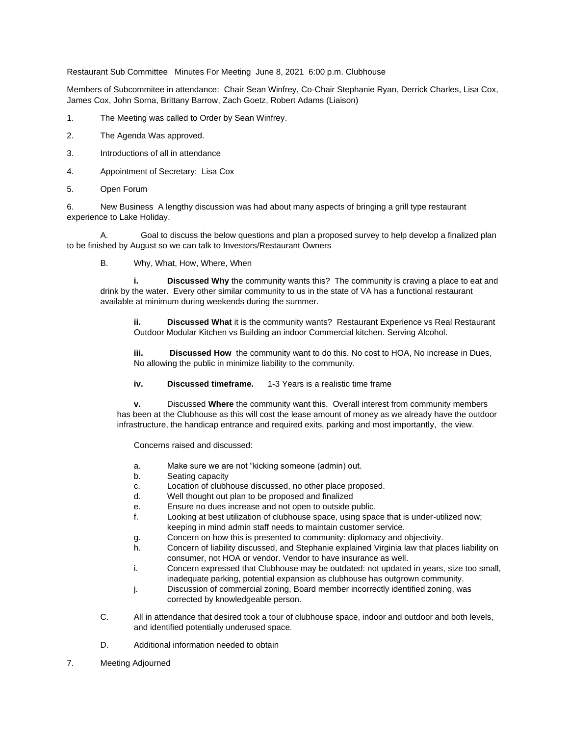Restaurant Sub Committee Minutes For Meeting June 8, 2021 6:00 p.m. Clubhouse

Members of Subcommitee in attendance: Chair Sean Winfrey, Co-Chair Stephanie Ryan, Derrick Charles, Lisa Cox, James Cox, John Sorna, Brittany Barrow, Zach Goetz, Robert Adams (Liaison)

1. The Meeting was called to Order by Sean Winfrey.

2. The Agenda Was approved.

3. Introductions of all in attendance

4. Appointment of Secretary: Lisa Cox

5. Open Forum

6. New Business A lengthy discussion was had about many aspects of bringing a grill type restaurant experience to Lake Holiday.

   A. Goal to discuss the below questions and plan a proposed survey to help develop a finalized plan to be finished by August so we can talk to Investors/Restaurant Owners

   B. Why, What, How, Where, When

      **i. Discussed Why** the community wants this? The community is craving a place to eat and drink by the water. Every other similar community to us in the state of VA has a functional restaurant available at minimum during weekends during the summer.

      **ii. Discussed What** it is the community wants? Restaurant Experience vs Real Restaurant Outdoor Modular Kitchen vs Building an indoor Commercial kitchen. Serving Alcohol.

      **iii. Discussed How** the community want to do this. No cost to HOA, No increase in Dues, No allowing the public in minimize liability to the community.

      **iv. Discussed timeframe.** 1-3 Years is a realistic time frame

      **v.** Discussed **Where** the community want this. Overall interest from community members has been at the Clubhouse as this will cost the lease amount of money as we already have the outdoor infrastructure, the handicap entrance and required exits, parking and most importantly, the view.

      Concerns raised and discussed:

      a. Make sure we are not "kicking someone (admin) out.
      b. Seating capacity
      c. Location of clubhouse discussed, no other place proposed.
      d. Well thought out plan to be proposed and finalized
      e. Ensure no dues increase and not open to outside public.
      f. Looking at best utilization of clubhouse space, using space that is under-utilized now; keeping in mind admin staff needs to maintain customer service.
      g. Concern on how this is presented to community: diplomacy and objectivity.
      h. Concern of liability discussed, and Stephanie explained Virginia law that places liability on consumer, not HOA or vendor. Vendor to have insurance as well.
      i. Concern expressed that Clubhouse may be outdated: not updated in years, size too small, inadequate parking, potential expansion as clubhouse has outgrown community.
      j. Discussion of commercial zoning, Board member incorrectly identified zoning, was corrected by knowledgeable person.

   C. All in attendance that desired took a tour of clubhouse space, indoor and outdoor and both levels, and identified potentially underused space.

   D. Additional information needed to obtain

7. Meeting Adjourned